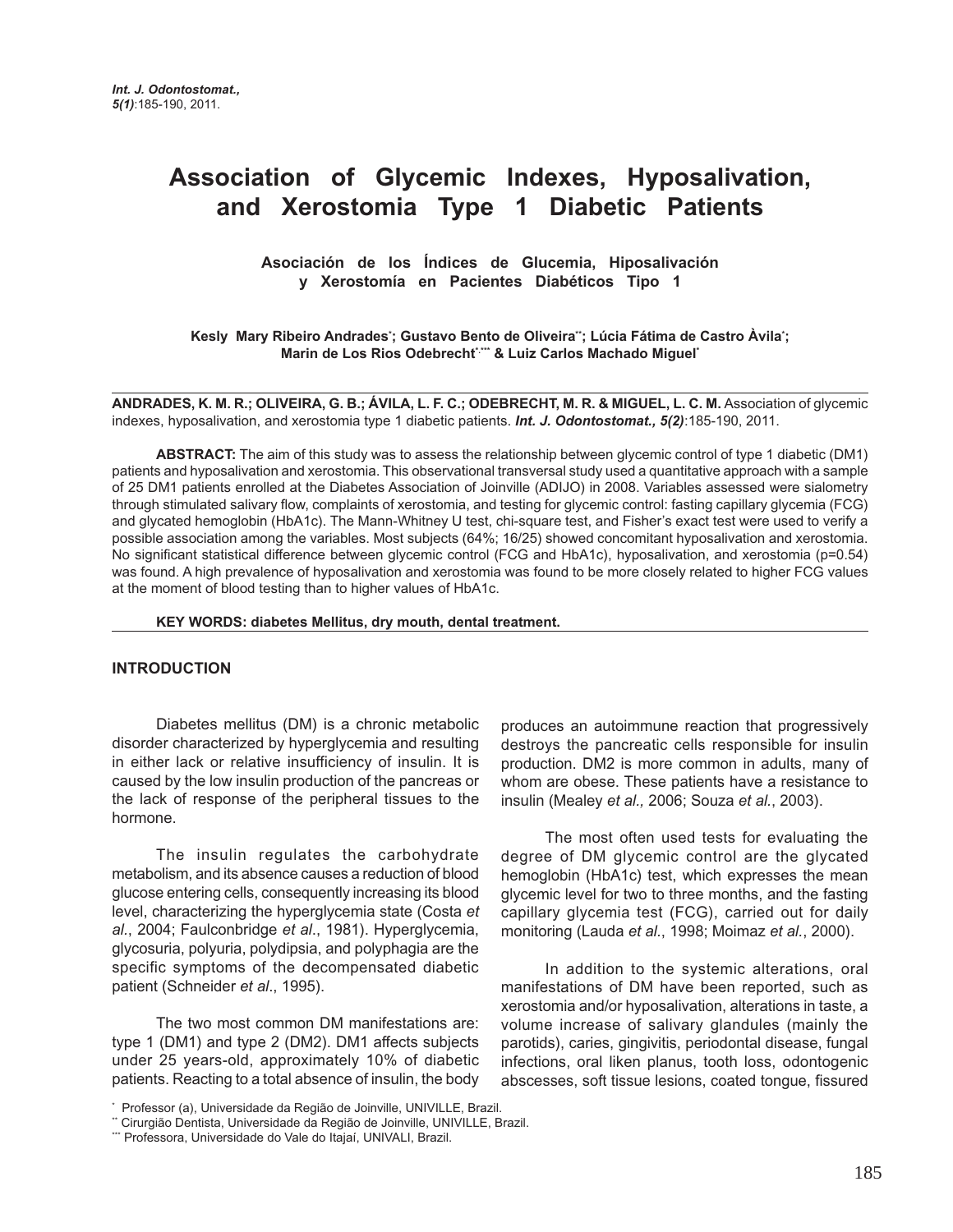# Association of Glycemic Indexes, Hyposalivation, and Xerostomia Type 1 Diabetic Patients

## Asociación de los Índices de Glucemia, Hiposalivación y Xerostomía en Pacientes Diabéticos Tipo 1

**Kesly Mary Ribeiro Andrades[*]; Gustavo Bento de Oliveira[**]; Lúcia Fátima de Castro Àvila[*]; Marin de Los Rios Odebrecht[*,***] & Luiz Carlos Machado Miguel[*]**

---

**ANDRADES, K. M. R.; OLIVEIRA, G. B.; ÁVILA, L. F. C.; ODEBRECHT, M. R. & MIGUEL, L. C. M.** Association of glycemic indexes, hyposalivation, and xerostomia type 1 diabetic patients. ***Int. J. Odontostomat., 5(2)***:185-190, 2011.

**ABSTRACT:** The aim of this study was to assess the relationship between glycemic control of type 1 diabetic (DM1) patients and hyposalivation and xerostomia. This observational transversal study used a quantitative approach with a sample of 25 DM1 patients enrolled at the Diabetes Association of Joinville (ADIJO) in 2008. Variables assessed were sialometry through stimulated salivary flow, complaints of xerostomia, and testing for glycemic control: fasting capillary glycemia (FCG) and glycated hemoglobin (HbA1c). The Mann-Whitney U test, chi-square test, and Fisher's exact test were used to verify a possible association among the variables. Most subjects (64%; 16/25) showed concomitant hyposalivation and xerostomia. No significant statistical difference between glycemic control (FCG and HbA1c), hyposalivation, and xerostomia ($p=0.54$) was found. A high prevalence of hyposalivation and xerostomia was found to be more closely related to higher FCG values at the moment of blood testing than to higher values of HbA1c.

**KEY WORDS: diabetes Mellitus, dry mouth, dental treatment.**

---

## INTRODUCTION

Diabetes mellitus (DM) is a chronic metabolic disorder characterized by hyperglycemia and resulting in either lack or relative insufficiency of insulin. It is caused by the low insulin production of the pancreas or the lack of response of the peripheral tissues to the hormone.

The insulin regulates the carbohydrate metabolism, and its absence causes a reduction of blood glucose entering cells, consequently increasing its blood level, characterizing the hyperglycemia state (Costa *et al*., 2004; Faulconbridge *et al*., 1981). Hyperglycemia, glycosuria, polyuria, polydipsia, and polyphagia are the specific symptoms of the decompensated diabetic patient (Schneider *et al*., 1995).

The two most common DM manifestations are: type 1 (DM1) and type 2 (DM2). DM1 affects subjects under 25 years-old, approximately 10% of diabetic patients. Reacting to a total absence of insulin, the body produces an autoimmune reaction that progressively destroys the pancreatic cells responsible for insulin production. DM2 is more common in adults, many of whom are obese. These patients have a resistance to insulin (Mealey *et al.,* 2006; Souza *et al*., 2003).

The most often used tests for evaluating the degree of DM glycemic control are the glycated hemoglobin (HbA1c) test, which expresses the mean glycemic level for two to three months, and the fasting capillary glycemia test (FCG), carried out for daily monitoring (Lauda *et al*., 1998; Moimaz *et al*., 2000).

In addition to the systemic alterations, oral manifestations of DM have been reported, such as xerostomia and/or hyposalivation, alterations in taste, a volume increase of salivary glandules (mainly the parotids), caries, gingivitis, periodontal disease, fungal infections, oral liken planus, tooth loss, odontogenic abscesses, soft tissue lesions, coated tongue, fissured

[*] Professor (a), Universidade da Região de Joinville, UNIVILLE, Brazil.
[**] Cirurgião Dentista, Universidade da Região de Joinville, UNIVILLE, Brazil.
[***] Professora, Universidade do Vale do Itajaí, UNIVALI, Brazil.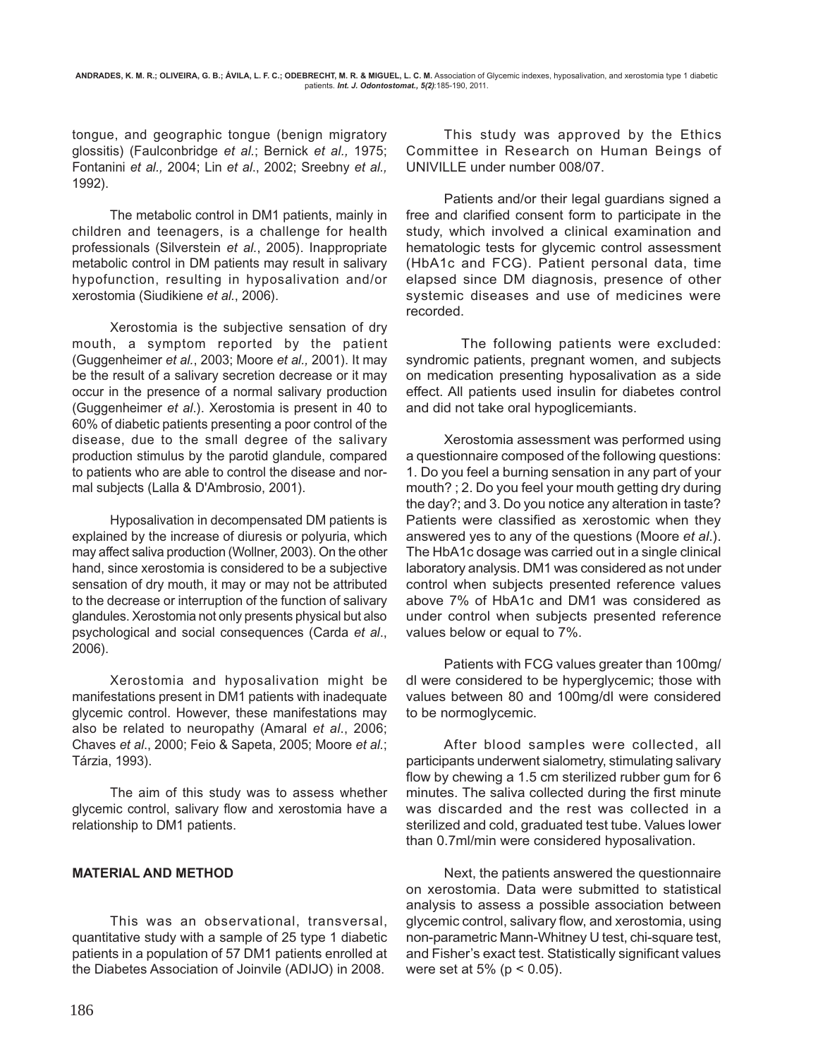tongue, and geographic tongue (benign migratory glossitis) (Faulconbridge *et al.*; Bernick *et al.,* 1975; Fontanini *et al.,* 2004; Lin *et al*., 2002; Sreebny *et al.,* 1992).

The metabolic control in DM1 patients, mainly in children and teenagers, is a challenge for health professionals (Silverstein *et al*., 2005). Inappropriate metabolic control in DM patients may result in salivary hypofunction, resulting in hyposalivation and/or xerostomia (Siudikiene *et al*., 2006).

Xerostomia is the subjective sensation of dry mouth, a symptom reported by the patient (Guggenheimer *et al.*, 2003; Moore *et al.,* 2001). It may be the result of a salivary secretion decrease or it may occur in the presence of a normal salivary production (Guggenheimer *et al*.). Xerostomia is present in 40 to 60% of diabetic patients presenting a poor control of the disease, due to the small degree of the salivary production stimulus by the parotid glandule, compared to patients who are able to control the disease and normal subjects (Lalla & D'Ambrosio, 2001).

Hyposalivation in decompensated DM patients is explained by the increase of diuresis or polyuria, which may affect saliva production (Wollner, 2003). On the other hand, since xerostomia is considered to be a subjective sensation of dry mouth, it may or may not be attributed to the decrease or interruption of the function of salivary glandules. Xerostomia not only presents physical but also psychological and social consequences (Carda *et al*., 2006).

Xerostomia and hyposalivation might be manifestations present in DM1 patients with inadequate glycemic control. However, these manifestations may also be related to neuropathy (Amaral *et al*., 2006; Chaves *et al*., 2000; Feio & Sapeta, 2005; Moore *et al*.; Tárzia, 1993).

The aim of this study was to assess whether glycemic control, salivary flow and xerostomia have a relationship to DM1 patients.

## MATERIAL AND METHOD

This was an observational, transversal, quantitative study with a sample of 25 type 1 diabetic patients in a population of 57 DM1 patients enrolled at the Diabetes Association of Joinvile (ADIJO) in 2008.

This study was approved by the Ethics Committee in Research on Human Beings of UNIVILLE under number 008/07.

Patients and/or their legal guardians signed a free and clarified consent form to participate in the study, which involved a clinical examination and hematologic tests for glycemic control assessment (HbA1c and FCG). Patient personal data, time elapsed since DM diagnosis, presence of other systemic diseases and use of medicines were recorded.

The following patients were excluded: syndromic patients, pregnant women, and subjects on medication presenting hyposalivation as a side effect. All patients used insulin for diabetes control and did not take oral hypoglicemiants.

Xerostomia assessment was performed using a questionnaire composed of the following questions: 1. Do you feel a burning sensation in any part of your mouth? ; 2. Do you feel your mouth getting dry during the day?; and 3. Do you notice any alteration in taste? Patients were classified as xerostomic when they answered yes to any of the questions (Moore *et al*.). The HbA1c dosage was carried out in a single clinical laboratory analysis. DM1 was considered as not under control when subjects presented reference values above 7% of HbA1c and DM1 was considered as under control when subjects presented reference values below or equal to 7%.

Patients with FCG values greater than 100mg/dl were considered to be hyperglycemic; those with values between 80 and 100mg/dl were considered to be normoglycemic.

After blood samples were collected, all participants underwent sialometry, stimulating salivary flow by chewing a 1.5 cm sterilized rubber gum for 6 minutes. The saliva collected during the first minute was discarded and the rest was collected in a sterilized and cold, graduated test tube. Values lower than 0.7ml/min were considered hyposalivation.

Next, the patients answered the questionnaire on xerostomia. Data were submitted to statistical analysis to assess a possible association between glycemic control, salivary flow, and xerostomia, using non-parametric Mann-Whitney U test, chi-square test, and Fisher's exact test. Statistically significant values were set at 5% ($p < 0.05$).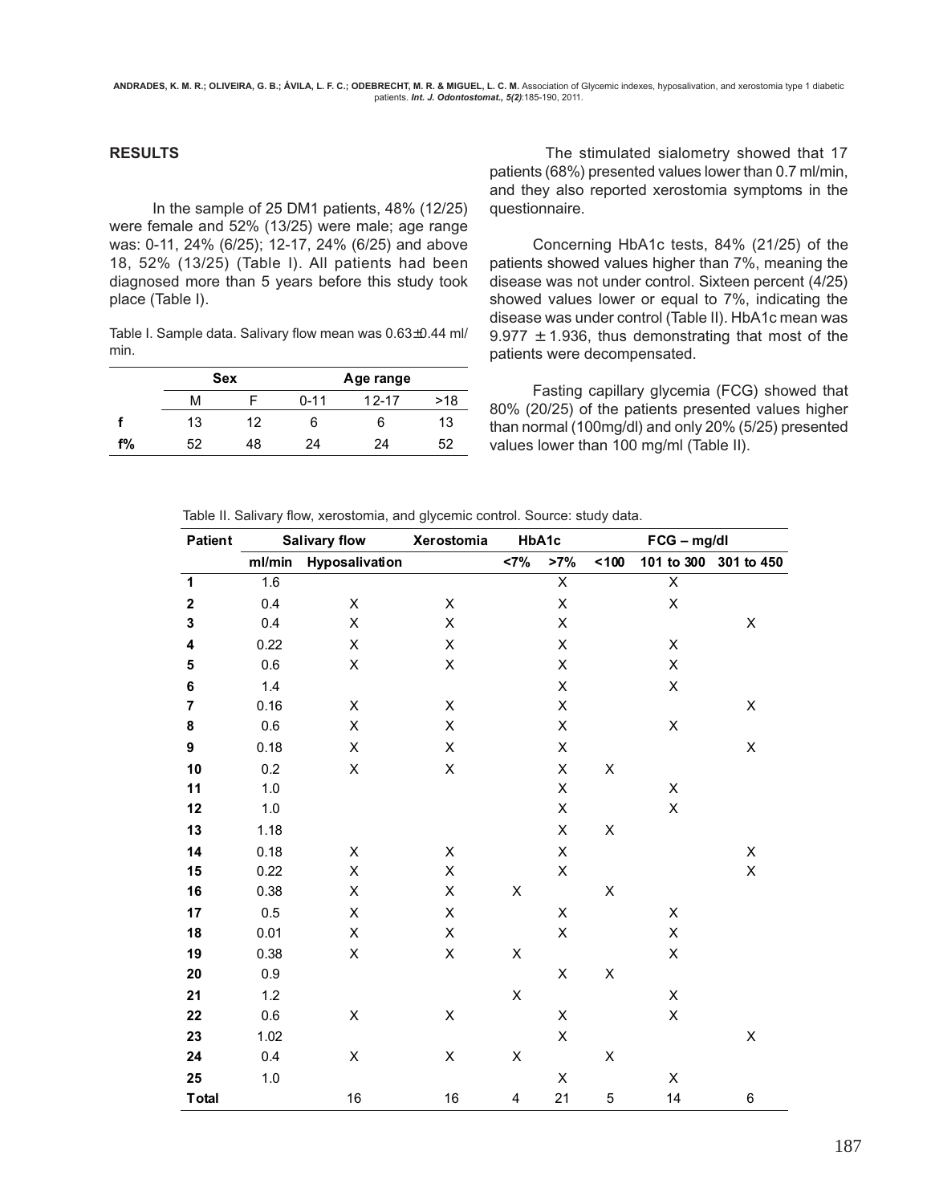## RESULTS

In the sample of 25 DM1 patients, 48% (12/25) were female and 52% (13/25) were male; age range was: 0-11, 24% (6/25); 12-17, 24% (6/25) and above 18, 52% (13/25) (Table I). All patients had been diagnosed more than 5 years before this study took place (Table I).

Table I. Sample data. Salivary flow mean was 0.63±0.44 ml/min.

| | Sex | | Age range | | |
|---|---|---|---|---|---|
| | M | F | 0-11 | 12-17 | >18 |
| **f** | 13 | 12 | 6 | 6 | 13 |
| **f%** | 52 | 48 | 24 | 24 | 52 |

The stimulated sialometry showed that 17 patients (68%) presented values lower than 0.7 ml/min, and they also reported xerostomia symptoms in the questionnaire.

Concerning HbA1c tests, 84% (21/25) of the patients showed values higher than 7%, meaning the disease was not under control. Sixteen percent (4/25) showed values lower or equal to 7%, indicating the disease was under control (Table II). HbA1c mean was 9.977 ± 1.936, thus demonstrating that most of the patients were decompensated.

Fasting capillary glycemia (FCG) showed that 80% (20/25) of the patients presented values higher than normal (100mg/dl) and only 20% (5/25) presented values lower than 100 mg/ml (Table II).

Table II. Salivary flow, xerostomia, and glycemic control. Source: study data.

| Patient | Salivary flow | | Xerostomia | HbA1c | | FCG – mg/dl | | |
|---|---|---|---|---|---|---|---|---|
| | ml/min | Hyposalivation | | <7% | >7% | <100 | 101 to 300 | 301 to 450 |
| **1** | 1.6 | | | | X | | X | |
| **2** | 0.4 | X | X | | X | | X | |
| **3** | 0.4 | X | X | | X | | | X |
| **4** | 0.22 | X | X | | X | | X | |
| **5** | 0.6 | X | X | | X | | X | |
| **6** | 1.4 | | | | X | | X | |
| **7** | 0.16 | X | X | | X | | | X |
| **8** | 0.6 | X | X | | X | | X | |
| **9** | 0.18 | X | X | | X | | | X |
| **10** | 0.2 | X | X | | X | X | | |
| **11** | 1.0 | | | | X | | X | |
| **12** | 1.0 | | | | X | | X | |
| **13** | 1.18 | | | | X | X | | |
| **14** | 0.18 | X | X | | X | | | X |
| **15** | 0.22 | X | X | | X | | | X |
| **16** | 0.38 | X | X | X | | X | | |
| **17** | 0.5 | X | X | | X | | X | |
| **18** | 0.01 | X | X | | X | | X | |
| **19** | 0.38 | X | X | X | | | X | |
| **20** | 0.9 | | | | X | X | | |
| **21** | 1.2 | | | X | | | X | |
| **22** | 0.6 | X | X | | X | | X | |
| **23** | 1.02 | | | | X | | | X |
| **24** | 0.4 | X | X | X | | X | | |
| **25** | 1.0 | | | | X | | X | |
| **Total** | | 16 | 16 | 4 | 21 | 5 | 14 | 6 |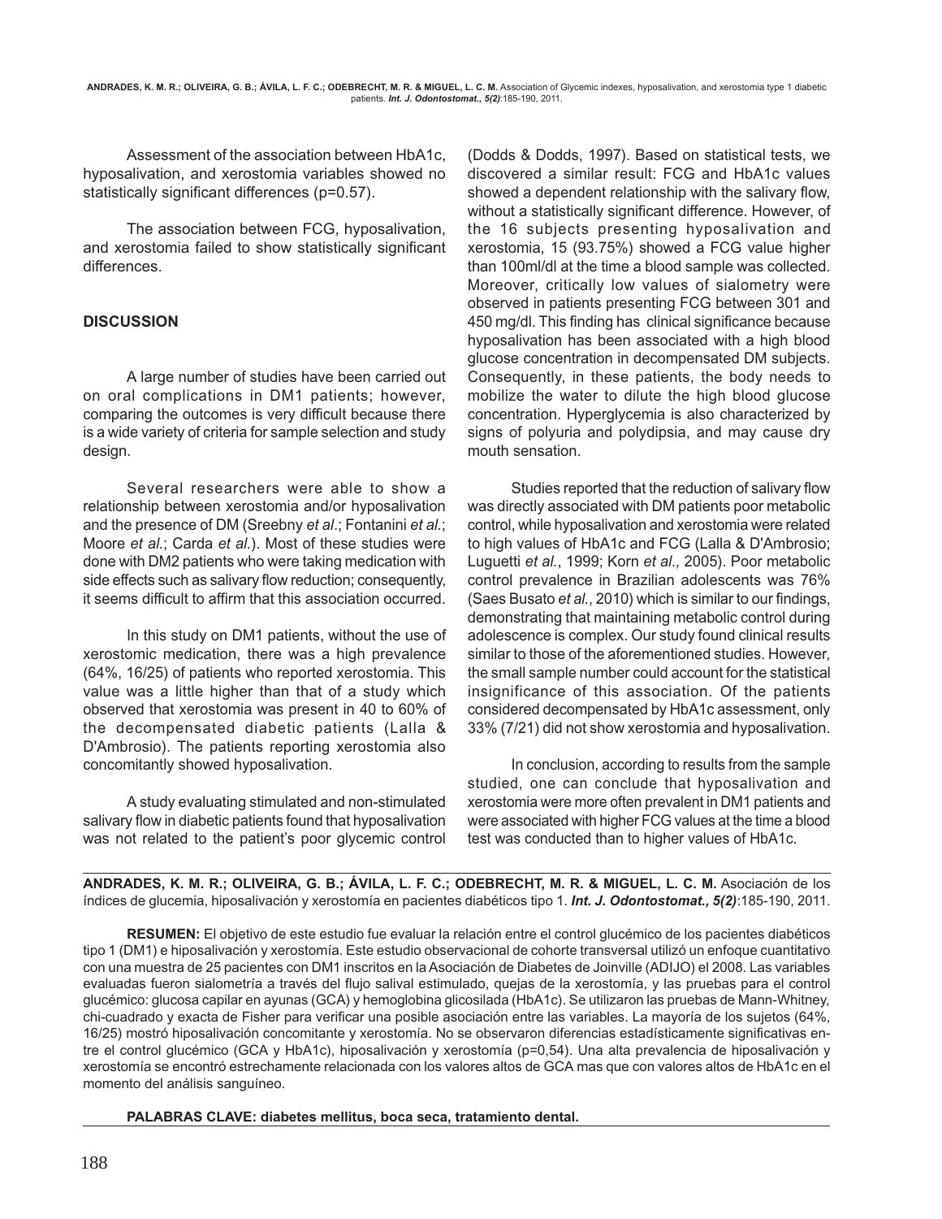Assessment of the association between HbA1c, hyposalivation, and xerostomia variables showed no statistically significant differences ($p=0.57$).

The association between FCG, hyposalivation, and xerostomia failed to show statistically significant differences.

## DISCUSSION

A large number of studies have been carried out on oral complications in DM1 patients; however, comparing the outcomes is very difficult because there is a wide variety of criteria for sample selection and study design.

Several researchers were able to show a relationship between xerostomia and/or hyposalivation and the presence of DM (Sreebny *et al*.; Fontanini *et al*.; Moore *et al*.; Carda *et al*.). Most of these studies were done with DM2 patients who were taking medication with side effects such as salivary flow reduction; consequently, it seems difficult to affirm that this association occurred.

In this study on DM1 patients, without the use of xerostomic medication, there was a high prevalence (64%, 16/25) of patients who reported xerostomia. This value was a little higher than that of a study which observed that xerostomia was present in 40 to 60% of the decompensated diabetic patients (Lalla & D'Ambrosio). The patients reporting xerostomia also concomitantly showed hyposalivation.

A study evaluating stimulated and non-stimulated salivary flow in diabetic patients found that hyposalivation was not related to the patient's poor glycemic control (Dodds & Dodds, 1997). Based on statistical tests, we discovered a similar result: FCG and HbA1c values showed a dependent relationship with the salivary flow, without a statistically significant difference. However, of the 16 subjects presenting hyposalivation and xerostomia, 15 (93.75%) showed a FCG value higher than 100ml/dl at the time a blood sample was collected. Moreover, critically low values of sialometry were observed in patients presenting FCG between 301 and 450 mg/dl. This finding has clinical significance because hyposalivation has been associated with a high blood glucose concentration in decompensated DM subjects. Consequently, in these patients, the body needs to mobilize the water to dilute the high blood glucose concentration. Hyperglycemia is also characterized by signs of polyuria and polydipsia, and may cause dry mouth sensation.

Studies reported that the reduction of salivary flow was directly associated with DM patients poor metabolic control, while hyposalivation and xerostomia were related to high values of HbA1c and FCG (Lalla & D'Ambrosio; Luguetti *et al.*, 1999; Korn *et al.,* 2005). Poor metabolic control prevalence in Brazilian adolescents was 76% (Saes Busato *et al.*, 2010) which is similar to our findings, demonstrating that maintaining metabolic control during adolescence is complex. Our study found clinical results similar to those of the aforementioned studies. However, the small sample number could account for the statistical insignificance of this association. Of the patients considered decompensated by HbA1c assessment, only 33% (7/21) did not show xerostomia and hyposalivation.

In conclusion, according to results from the sample studied, one can conclude that hyposalivation and xerostomia were more often prevalent in DM1 patients and were associated with higher FCG values at the time a blood test was conducted than to higher values of HbA1c.

**ANDRADES, K. M. R.; OLIVEIRA, G. B.; ÁVILA, L. F. C.; ODEBRECHT, M. R. & MIGUEL, L. C. M.** Asociación de los índices de glucemia, hiposalivación y xerostomía en pacientes diabéticos tipo 1. ***Int. J. Odontostomat., 5(2)***:185-190, 2011.

**RESUMEN:** El objetivo de este estudio fue evaluar la relación entre el control glucémico de los pacientes diabéticos tipo 1 (DM1) e hiposalivación y xerostomía. Este estudio observacional de cohorte transversal utilizó un enfoque cuantitativo con una muestra de 25 pacientes con DM1 inscritos en la Asociación de Diabetes de Joinville (ADIJO) el 2008. Las variables evaluadas fueron sialometría a través del flujo salival estimulado, quejas de la xerostomía, y las pruebas para el control glucémico: glucosa capilar en ayunas (GCA) y hemoglobina glicosilada (HbA1c). Se utilizaron las pruebas de Mann-Whitney, chi-cuadrado y exacta de Fisher para verificar una posible asociación entre las variables. La mayoría de los sujetos (64%, 16/25) mostró hiposalivación concomitante y xerostomía. No se observaron diferencias estadísticamente significativas entre el control glucémico (GCA y HbA1c), hiposalivación y xerostomía ($p=0,54$). Una alta prevalencia de hiposalivación y xerostomía se encontró estrechamente relacionada con los valores altos de GCA mas que con valores altos de HbA1c en el momento del análisis sanguíneo.

**PALABRAS CLAVE: diabetes mellitus, boca seca, tratamiento dental.**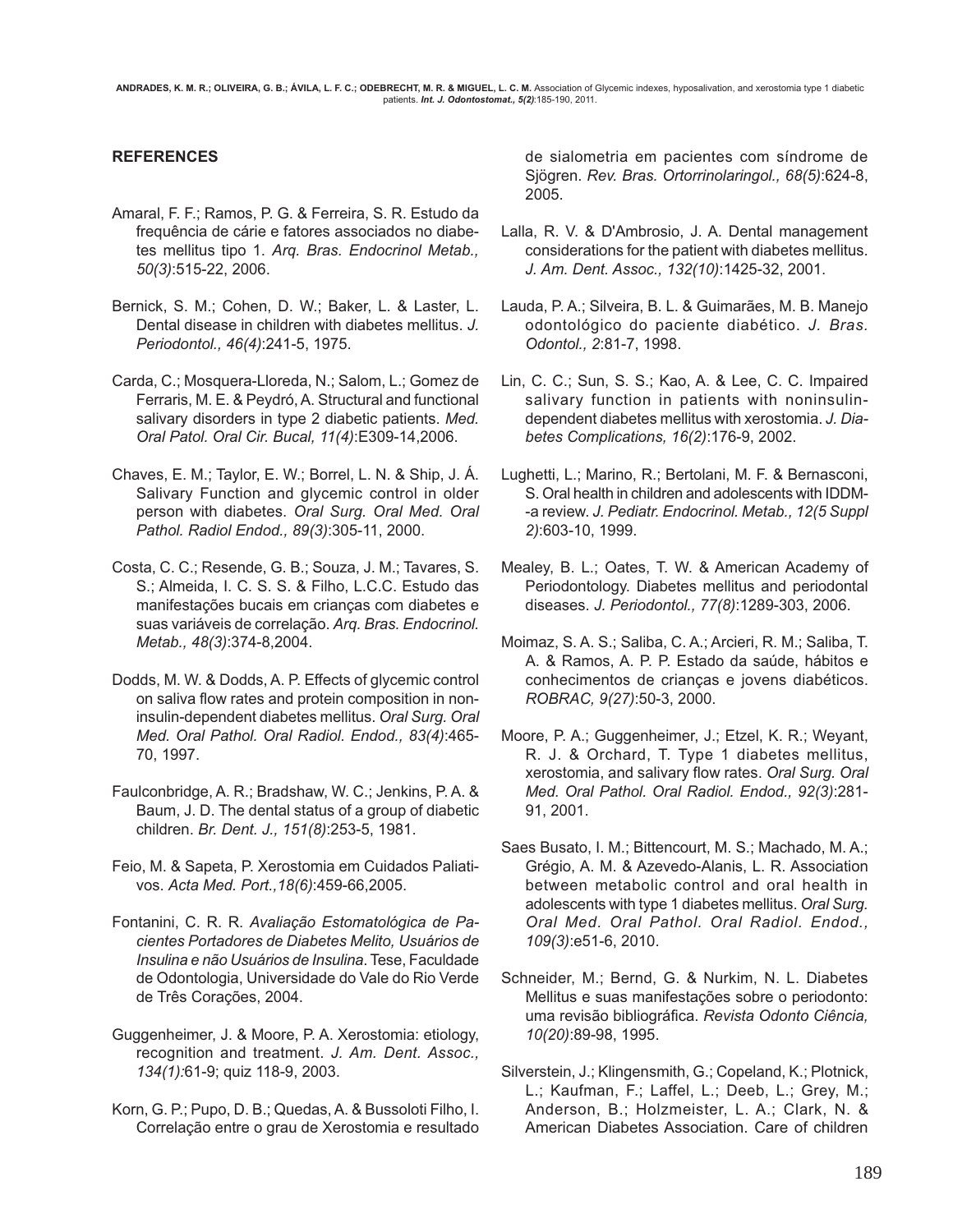## REFERENCES

Amaral, F. F.; Ramos, P. G. & Ferreira, S. R. Estudo da frequência de cárie e fatores associados no diabetes mellitus tipo 1. *Arq. Bras. Endocrinol Metab., 50(3)*:515-22, 2006.

Bernick, S. M.; Cohen, D. W.; Baker, L. & Laster, L. Dental disease in children with diabetes mellitus. *J. Periodontol., 46(4)*:241-5, 1975.

Carda, C.; Mosquera-Lloreda, N.; Salom, L.; Gomez de Ferraris, M. E. & Peydró, A. Structural and functional salivary disorders in type 2 diabetic patients. *Med. Oral Patol. Oral Cir. Bucal, 11(4)*:E309-14,2006.

Chaves, E. M.; Taylor, E. W.; Borrel, L. N. & Ship, J. Á. Salivary Function and glycemic control in older person with diabetes. *Oral Surg. Oral Med. Oral Pathol. Radiol Endod., 89(3)*:305-11, 2000.

Costa, C. C.; Resende, G. B.; Souza, J. M.; Tavares, S. S.; Almeida, I. C. S. S. & Filho, L.C.C. Estudo das manifestações bucais em crianças com diabetes e suas variáveis de correlação. *Arq. Bras. Endocrinol. Metab., 48(3)*:374-8,2004.

Dodds, M. W. & Dodds, A. P. Effects of glycemic control on saliva flow rates and protein composition in non-insulin-dependent diabetes mellitus. *Oral Surg. Oral Med. Oral Pathol. Oral Radiol. Endod., 83(4)*:465-70, 1997.

Faulconbridge, A. R.; Bradshaw, W. C.; Jenkins, P. A. & Baum, J. D. The dental status of a group of diabetic children. *Br. Dent. J., 151(8)*:253-5, 1981.

Feio, M. & Sapeta, P. Xerostomia em Cuidados Paliativos. *Acta Med. Port.,18(6)*:459-66,2005.

Fontanini, C. R. R. *Avaliação Estomatológica de Pacientes Portadores de Diabetes Melito, Usuários de Insulina e não Usuários de Insulina*. Tese, Faculdade de Odontologia, Universidade do Vale do Rio Verde de Três Corações, 2004.

Guggenheimer, J. & Moore, P. A. Xerostomia: etiology, recognition and treatment. *J. Am. Dent. Assoc., 134(1):*61-9; quiz 118-9, 2003.

Korn, G. P.; Pupo, D. B.; Quedas, A. & Bussoloti Filho, I. Correlação entre o grau de Xerostomia e resultado de sialometria em pacientes com síndrome de Sjögren. *Rev. Bras. Ortorrinolaringol., 68(5)*:624-8, 2005.

Lalla, R. V. & D'Ambrosio, J. A. Dental management considerations for the patient with diabetes mellitus. *J. Am. Dent. Assoc., 132(10)*:1425-32, 2001.

Lauda, P. A.; Silveira, B. L. & Guimarães, M. B. Manejo odontológico do paciente diabético. *J. Bras. Odontol., 2*:81-7, 1998.

Lin, C. C.; Sun, S. S.; Kao, A. & Lee, C. C. Impaired salivary function in patients with noninsulin-dependent diabetes mellitus with xerostomia. *J. Diabetes Complications, 16(2)*:176-9, 2002.

Lughetti, L.; Marino, R.; Bertolani, M. F. & Bernasconi, S. Oral health in children and adolescents with IDDM--a review. *J. Pediatr. Endocrinol. Metab., 12(5 Suppl 2)*:603-10, 1999.

Mealey, B. L.; Oates, T. W. & American Academy of Periodontology. Diabetes mellitus and periodontal diseases. *J. Periodontol., 77(8)*:1289-303, 2006.

Moimaz, S. A. S.; Saliba, C. A.; Arcieri, R. M.; Saliba, T. A. & Ramos, A. P. P. Estado da saúde, hábitos e conhecimentos de crianças e jovens diabéticos. *ROBRAC, 9(27)*:50-3, 2000.

Moore, P. A.; Guggenheimer, J.; Etzel, K. R.; Weyant, R. J. & Orchard, T. Type 1 diabetes mellitus, xerostomia, and salivary flow rates. *Oral Surg. Oral Med. Oral Pathol. Oral Radiol. Endod., 92(3)*:281-91, 2001.

Saes Busato, I. M.; Bittencourt, M. S.; Machado, M. A.; Grégio, A. M. & Azevedo-Alanis, L. R. Association between metabolic control and oral health in adolescents with type 1 diabetes mellitus. *Oral Surg. Oral Med. Oral Pathol. Oral Radiol. Endod., 109(3)*:e51-6, 2010.

Schneider, M.; Bernd, G. & Nurkim, N. L. Diabetes Mellitus e suas manifestações sobre o periodonto: uma revisão bibliográfica. *Revista Odonto Ciência, 10(20)*:89-98, 1995.

Silverstein, J.; Klingensmith, G.; Copeland, K.; Plotnick, L.; Kaufman, F.; Laffel, L.; Deeb, L.; Grey, M.; Anderson, B.; Holzmeister, L. A.; Clark, N. & American Diabetes Association. Care of children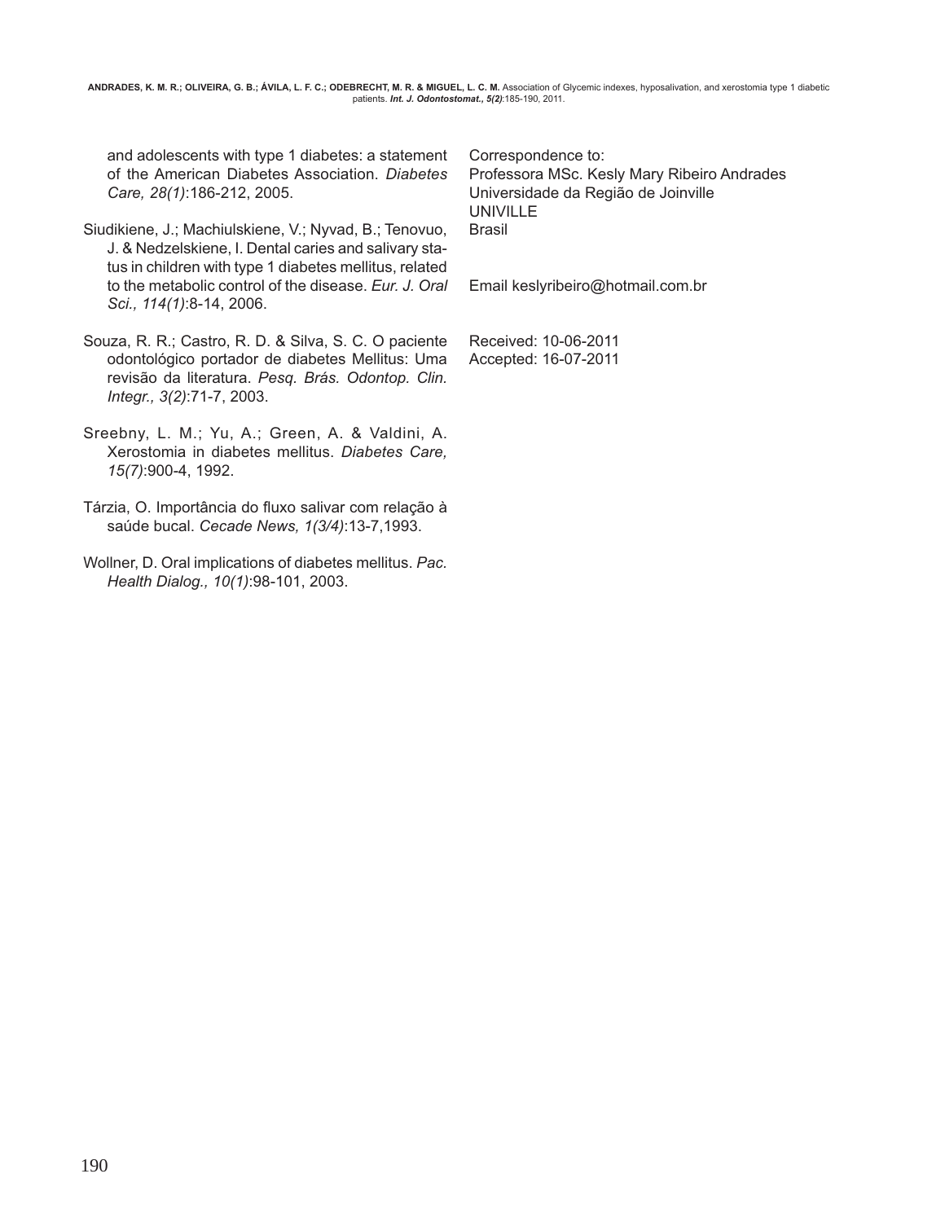and adolescents with type 1 diabetes: a statement of the American Diabetes Association. *Diabetes Care, 28(1)*:186-212, 2005.

Siudikiene, J.; Machiulskiene, V.; Nyvad, B.; Tenovuo, J. & Nedzelskiene, I. Dental caries and salivary status in children with type 1 diabetes mellitus, related to the metabolic control of the disease. *Eur. J. Oral Sci., 114(1)*:8-14, 2006.

Souza, R. R.; Castro, R. D. & Silva, S. C. O paciente odontológico portador de diabetes Mellitus: Uma revisão da literatura. *Pesq. Brás. Odontop. Clin. Integr., 3(2)*:71-7, 2003.

Sreebny, L. M.; Yu, A.; Green, A. & Valdini, A. Xerostomia in diabetes mellitus. *Diabetes Care, 15(7)*:900-4, 1992.

Tárzia, O. Importância do fluxo salivar com relação à saúde bucal. *Cecade News, 1(3/4)*:13-7,1993.

Wollner, D. Oral implications of diabetes mellitus. *Pac. Health Dialog., 10(1)*:98-101, 2003.

Correspondence to:
Professora MSc. Kesly Mary Ribeiro Andrades
Universidade da Região de Joinville
UNIVILLE
Brasil

Email keslyribeiro@hotmail.com.br

Received: 10-06-2011
Accepted: 16-07-2011